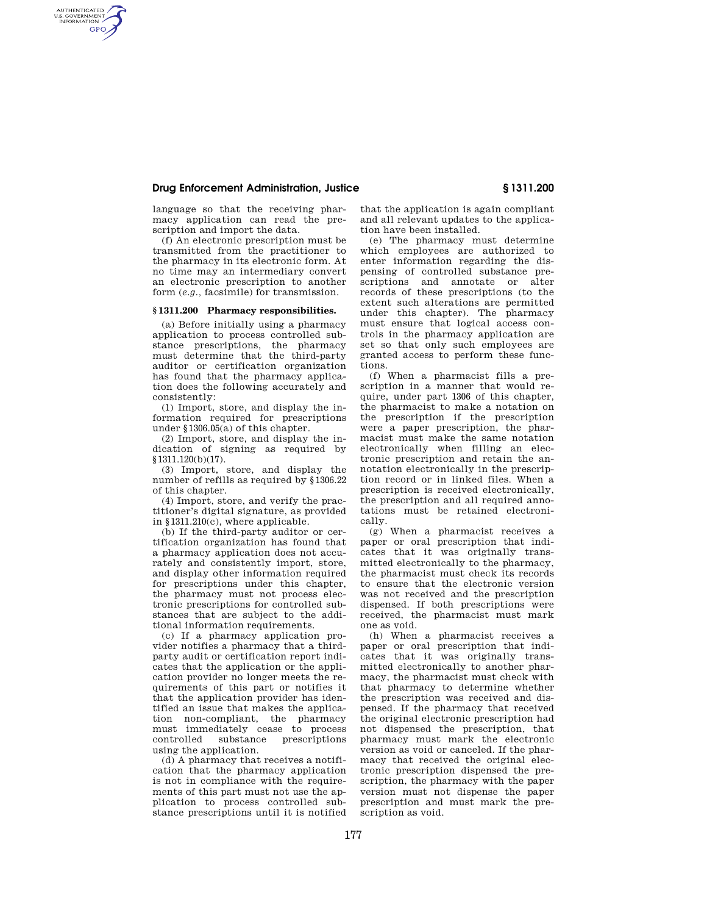language so that the receiving pharmacy application can read the prescription and import the data.

(f) An electronic prescription must be transmitted from the practitioner to the pharmacy in its electronic form. At no time may an intermediary convert an electronic prescription to another form (*e.g.*, facsimile) for transmission.

### § 1311.200 Pharmacy responsibilities.

(a) Before initially using a pharmacy application to process controlled substance prescriptions, the pharmacy must determine that the third-party auditor or certification organization has found that the pharmacy application does the following accurately and consistently:

(1) Import, store, and display the information required for prescriptions under § 1306.05(a) of this chapter.

(2) Import, store, and display the indication of signing as required by § 1311.120(b)(17).

(3) Import, store, and display the number of refills as required by § 1306.22 of this chapter.

(4) Import, store, and verify the practitioner's digital signature, as provided in § 1311.210(c), where applicable.

(b) If the third-party auditor or certification organization has found that a pharmacy application does not accurately and consistently import, store, and display other information required for prescriptions under this chapter, the pharmacy must not process electronic prescriptions for controlled substances that are subject to the additional information requirements.

(c) If a pharmacy application provider notifies a pharmacy that a third-party audit or certification report indicates that the application or the application provider no longer meets the requirements of this part or notifies it that the application provider has identified an issue that makes the application non-compliant, the pharmacy must immediately cease to process controlled substance prescriptions using the application.

(d) A pharmacy that receives a notification that the pharmacy application is not in compliance with the requirements of this part must not use the application to process controlled substance prescriptions until it is notified that the application is again compliant and all relevant updates to the application have been installed.

(e) The pharmacy must determine which employees are authorized to enter information regarding the dispensing of controlled substance prescriptions and annotate or alter records of these prescriptions (to the extent such alterations are permitted under this chapter). The pharmacy must ensure that logical access controls in the pharmacy application are set so that only such employees are granted access to perform these functions.

(f) When a pharmacist fills a prescription in a manner that would require, under part 1306 of this chapter, the pharmacist to make a notation on the prescription if the prescription were a paper prescription, the pharmacist must make the same notation electronically when filling an electronic prescription and retain the annotation electronically in the prescription record or in linked files. When a prescription is received electronically, the prescription and all required annotations must be retained electronically.

(g) When a pharmacist receives a paper or oral prescription that indicates that it was originally transmitted electronically to the pharmacy, the pharmacist must check its records to ensure that the electronic version was not received and the prescription dispensed. If both prescriptions were received, the pharmacist must mark one as void.

(h) When a pharmacist receives a paper or oral prescription that indicates that it was originally transmitted electronically to another pharmacy, the pharmacist must check with that pharmacy to determine whether the prescription was received and dispensed. If the pharmacy that received the original electronic prescription had not dispensed the prescription, that pharmacy must mark the electronic version as void or canceled. If the pharmacy that received the original electronic prescription dispensed the prescription, the pharmacy with the paper version must not dispense the paper prescription and must mark the prescription as void.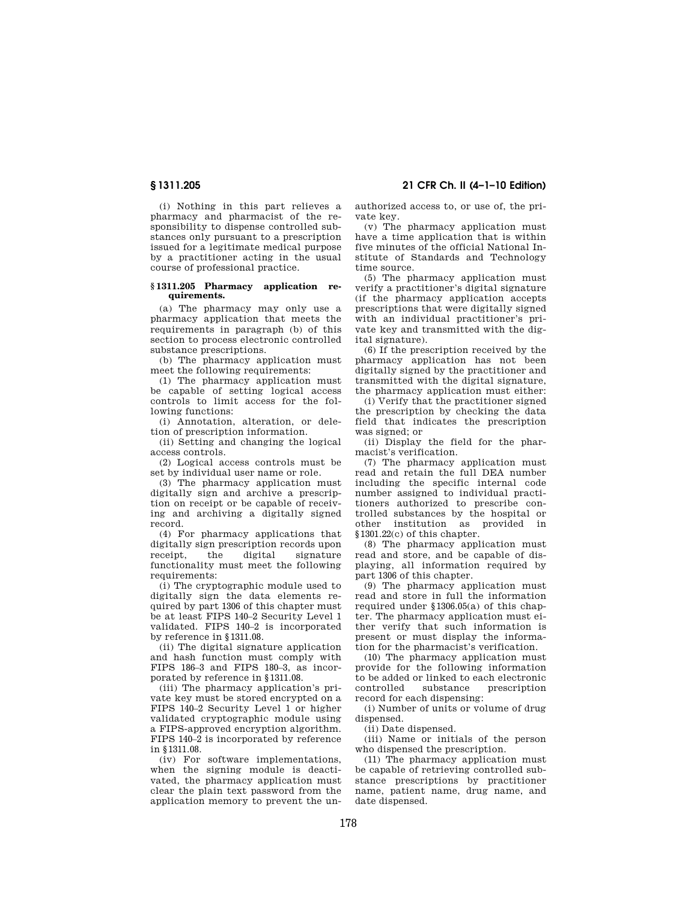(i) Nothing in this part relieves a pharmacy and pharmacist of the responsibility to dispense controlled substances only pursuant to a prescription issued for a legitimate medical purpose by a practitioner acting in the usual course of professional practice.

### § 1311.205 Pharmacy application requirements.

(a) The pharmacy may only use a pharmacy application that meets the requirements in paragraph (b) of this section to process electronic controlled substance prescriptions.

(b) The pharmacy application must meet the following requirements:

(1) The pharmacy application must be capable of setting logical access controls to limit access for the following functions:

(i) Annotation, alteration, or deletion of prescription information.

(ii) Setting and changing the logical access controls.

(2) Logical access controls must be set by individual user name or role.

(3) The pharmacy application must digitally sign and archive a prescription on receipt or be capable of receiving and archiving a digitally signed record.

(4) For pharmacy applications that digitally sign prescription records upon receipt, the digital signature functionality must meet the following requirements:

(i) The cryptographic module used to digitally sign the data elements required by part 1306 of this chapter must be at least FIPS 140–2 Security Level 1 validated. FIPS 140–2 is incorporated by reference in § 1311.08.

(ii) The digital signature application and hash function must comply with FIPS 186–3 and FIPS 180–3, as incorporated by reference in § 1311.08.

(iii) The pharmacy application's private key must be stored encrypted on a FIPS 140–2 Security Level 1 or higher validated cryptographic module using a FIPS-approved encryption algorithm. FIPS 140–2 is incorporated by reference in § 1311.08.

(iv) For software implementations, when the signing module is deactivated, the pharmacy application must clear the plain text password from the application memory to prevent the unauthorized access to, or use of, the private key.

(v) The pharmacy application must have a time application that is within five minutes of the official National Institute of Standards and Technology time source.

(5) The pharmacy application must verify a practitioner's digital signature (if the pharmacy application accepts prescriptions that were digitally signed with an individual practitioner's private key and transmitted with the digital signature).

(6) If the prescription received by the pharmacy application has not been digitally signed by the practitioner and transmitted with the digital signature, the pharmacy application must either:

(i) Verify that the practitioner signed the prescription by checking the data field that indicates the prescription was signed; or

(ii) Display the field for the pharmacist's verification.

(7) The pharmacy application must read and retain the full DEA number including the specific internal code number assigned to individual practitioners authorized to prescribe controlled substances by the hospital or other institution as provided in § 1301.22(c) of this chapter.

(8) The pharmacy application must read and store, and be capable of displaying, all information required by part 1306 of this chapter.

(9) The pharmacy application must read and store in full the information required under § 1306.05(a) of this chapter. The pharmacy application must either verify that such information is present or must display the information for the pharmacist's verification.

(10) The pharmacy application must provide for the following information to be added or linked to each electronic controlled substance prescription record for each dispensing:

(i) Number of units or volume of drug dispensed.

(ii) Date dispensed.

(iii) Name or initials of the person who dispensed the prescription.

(11) The pharmacy application must be capable of retrieving controlled substance prescriptions by practitioner name, patient name, drug name, and date dispensed.